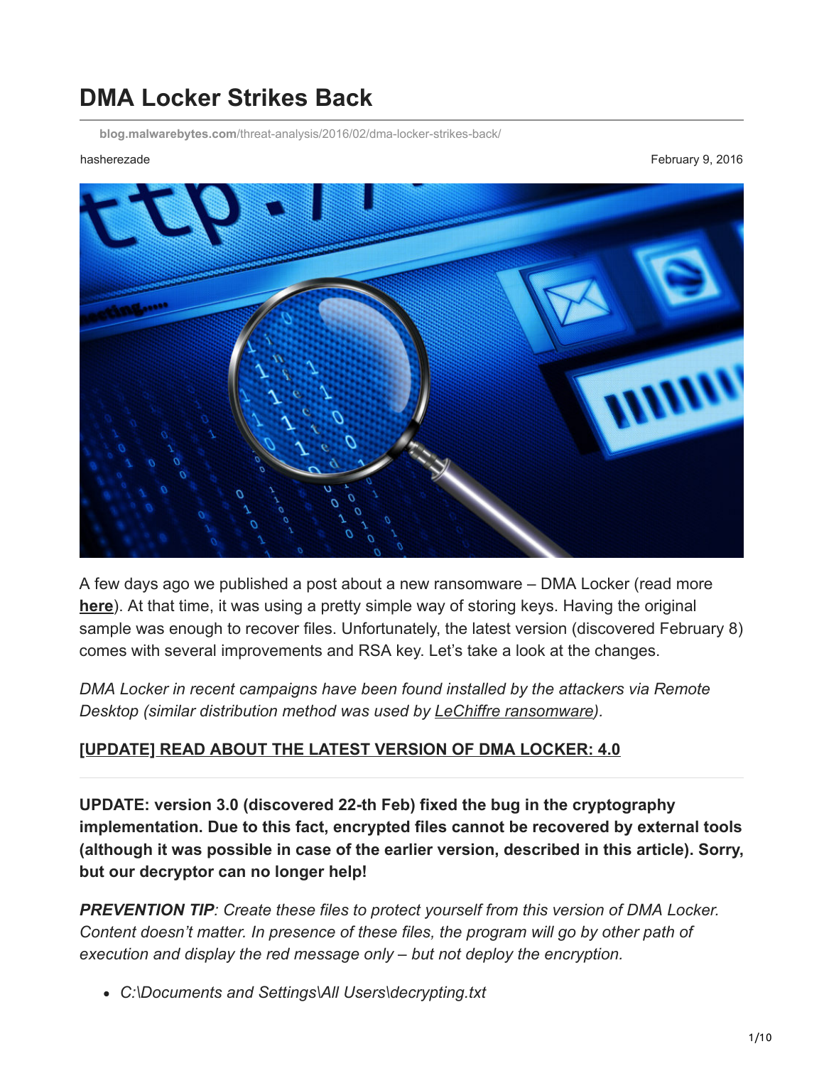# DMA Locker Strikes Back

blog.malwarebytes.com/threat-analysis/2016/02/dma-locker-strikes-back/

hasherezade February 9, 2016

A few days ago we published a post about a new ransomware – DMA Locker (read more **here**). At that time, it was using a pretty simple way of storing keys. Having the original sample was enough to recover files. Unfortunately, the latest version (discovered February 8) comes with several improvements and RSA key. Let's take a look at the changes.

*DMA Locker in recent campaigns have been found installed by the attackers via Remote Desktop (similar distribution method was used by LeChiffre ransomware).*

**[UPDATE] READ ABOUT THE LATEST VERSION OF DMA LOCKER: 4.0**

---

**UPDATE: version 3.0 (discovered 22-th Feb) fixed the bug in the cryptography implementation. Due to this fact, encrypted files cannot be recovered by external tools (although it was possible in case of the earlier version, described in this article). Sorry, but our decryptor can no longer help!**

***PREVENTION TIP****: Create these files to protect yourself from this version of DMA Locker. Content doesn't matter. In presence of these files, the program will go by other path of execution and display the red message only – but not deploy the encryption.*

- *C:\Documents and Settings\All Users\decrypting.txt*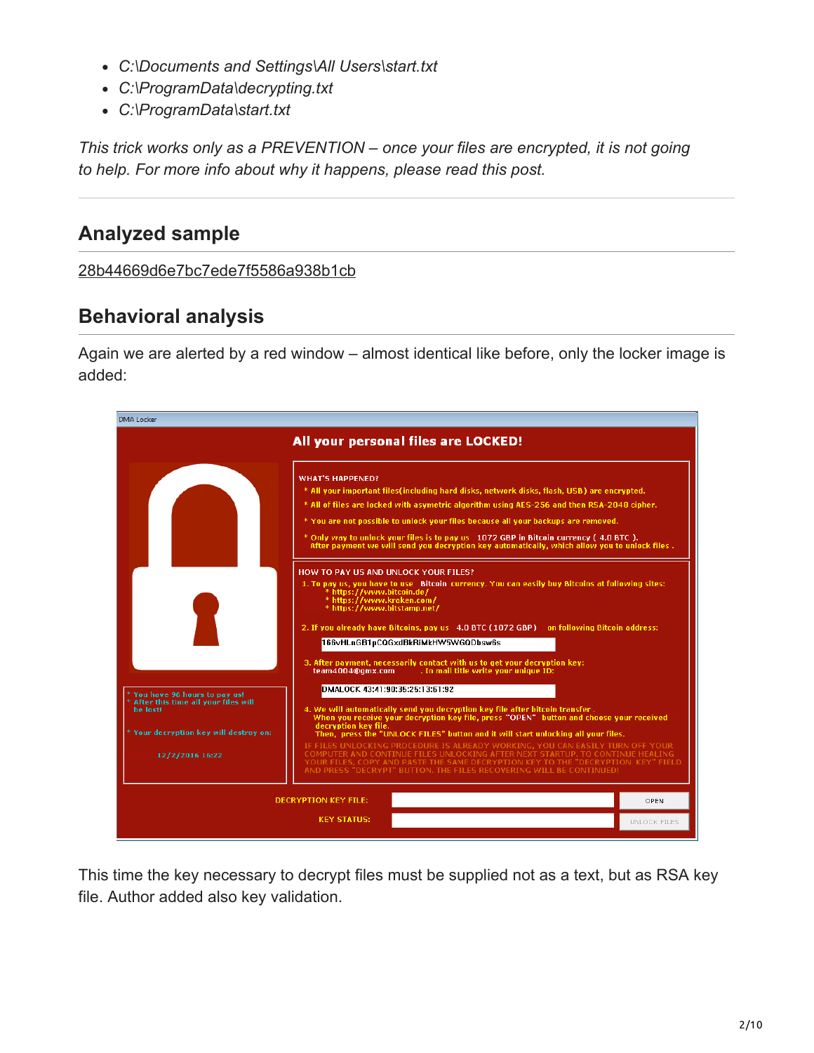- *C:\Documents and Settings\All Users\start.txt*
- *C:\ProgramData\decrypting.txt*
- *C:\ProgramData\start.txt*

*This trick works only as a PREVENTION – once your files are encrypted, it is not going to help. For more info about why it happens, please read this post.*

## Analyzed sample

28b44669d6e7bc7ede7f5586a938b1cb

## Behavioral analysis

Again we are alerted by a red window – almost identical like before, only the locker image is added:

This time the key necessary to decrypt files must be supplied not as a text, but as RSA key file. Author added also key validation.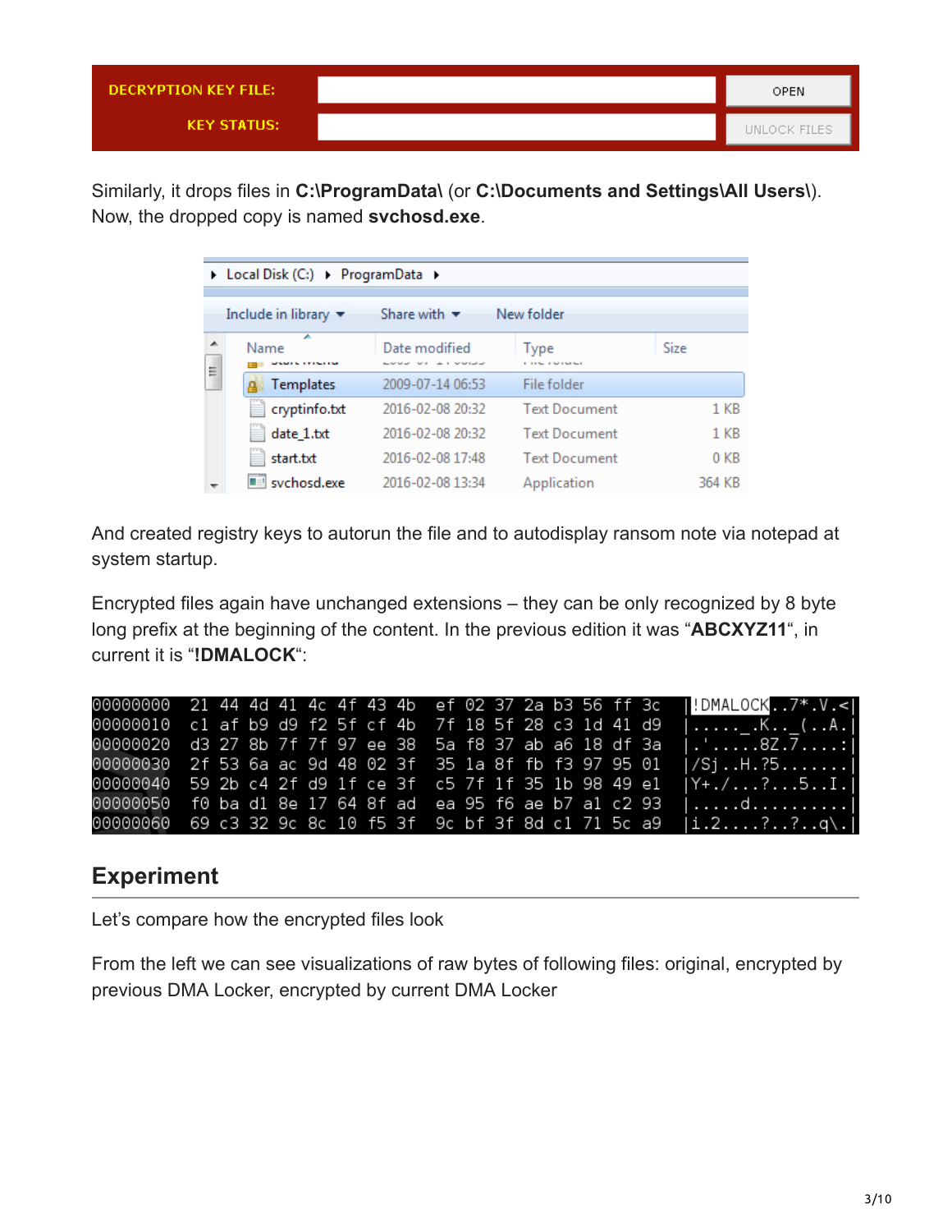| DECRYPTION KEY FILE: | | OPEN |
| --- | --- | --- |
| KEY STATUS: | | UNLOCK FILES |

Similarly, it drops files in **C:\ProgramData\** (or **C:\Documents and Settings\All Users\**). Now, the dropped copy is named **svchosd.exe**.

| Name | Date modified | Type | Size |
| --- | --- | --- | --- |
| Templates | 2009-07-14 06:53 | File folder | |
| cryptinfo.txt | 2016-02-08 20:32 | Text Document | 1 KB |
| date_1.txt | 2016-02-08 20:32 | Text Document | 1 KB |
| start.txt | 2016-02-08 17:48 | Text Document | 0 KB |
| svchosd.exe | 2016-02-08 13:34 | Application | 364 KB |

And created registry keys to autorun the file and to autodisplay ransom note via notepad at system startup.

Encrypted files again have unchanged extensions – they can be only recognized by 8 byte long prefix at the beginning of the content. In the previous edition it was "**ABCXYZ11**", in current it is "**!DMALOCK**":

```
00000000  21 44 4d 41 4c 4f 43 4b  ef 02 37 2a b3 56 ff 3c  |!DMALOCK..7*.V.<|
00000010  c1 af b9 d9 f2 5f cf 4b  7f 18 5f 28 c3 1d 41 d9  |....._.K.._(..A.|
00000020  d3 27 8b 7f 7f 97 ee 38  5a f8 37 ab a6 18 df 3a  |.'.....8Z.7....:|
00000030  2f 53 6a ac 9d 48 02 3f  35 1a 8f fb f3 97 95 01  |/Sj..H.?5.......|
00000040  59 2b c4 2f d9 1f ce 3f  c5 7f 1f 35 1b 98 49 e1  |Y+./...?...5..I.|
00000050  f0 ba d1 8e 17 64 8f ad  ea 95 f6 ae b7 a1 c2 93  |.....d..........|
00000060  69 c3 32 9c 8c 10 f5 3f  9c bf 3f 8d c1 71 5c a9  |i.2....?..?..q\.|
```

## Experiment

Let's compare how the encrypted files look

From the left we can see visualizations of raw bytes of following files: original, encrypted by previous DMA Locker, encrypted by current DMA Locker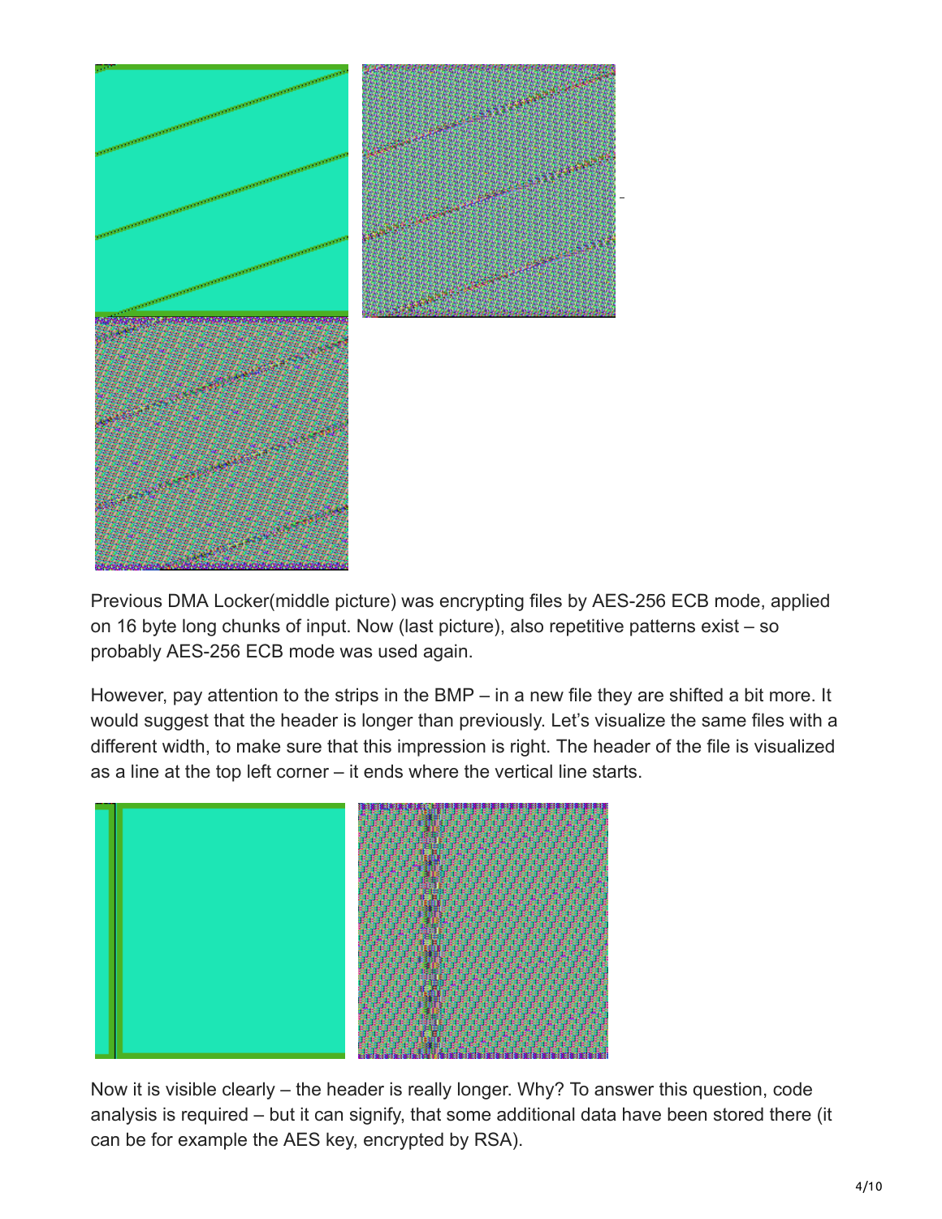Previous DMA Locker(middle picture) was encrypting files by AES-256 ECB mode, applied on 16 byte long chunks of input. Now (last picture), also repetitive patterns exist – so probably AES-256 ECB mode was used again.

However, pay attention to the strips in the BMP – in a new file they are shifted a bit more. It would suggest that the header is longer than previously. Let's visualize the same files with a different width, to make sure that this impression is right. The header of the file is visualized as a line at the top left corner – it ends where the vertical line starts.

Now it is visible clearly – the header is really longer. Why? To answer this question, code analysis is required – but it can signify, that some additional data have been stored there (it can be for example the AES key, encrypted by RSA).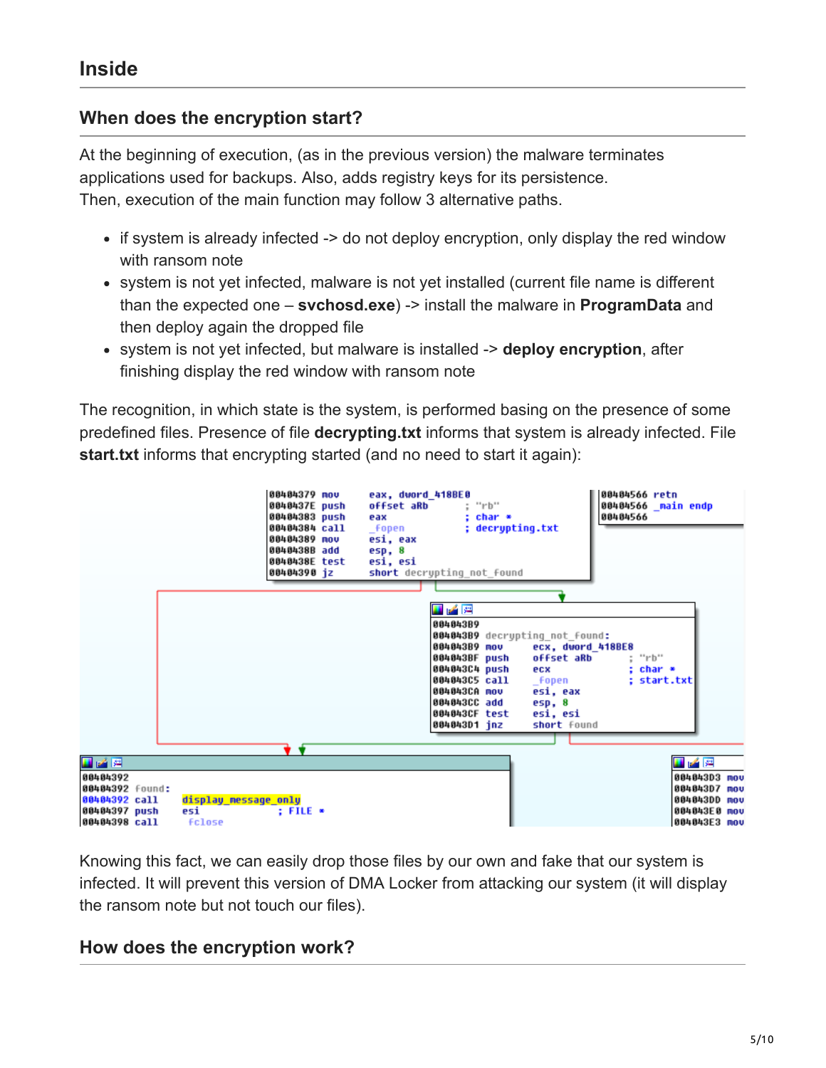## Inside

### When does the encryption start?

At the beginning of execution, (as in the previous version) the malware terminates applications used for backups. Also, adds registry keys for its persistence.
Then, execution of the main function may follow 3 alternative paths.

- if system is already infected -> do not deploy encryption, only display the red window with ransom note
- system is not yet infected, malware is not yet installed (current file name is different than the expected one – **svchosd.exe**) -> install the malware in **ProgramData** and then deploy again the dropped file
- system is not yet infected, but malware is installed -> **deploy encryption**, after finishing display the red window with ransom note

The recognition, in which state is the system, is performed basing on the presence of some predefined files. Presence of file **decrypting.txt** informs that system is already infected. File **start.txt** informs that encrypting started (and no need to start it again):

```
00404379 mov     eax, dword_418BE0
0040437E push    offset aRb          ; "rb"
00404383 push    eax                 ; char *
00404384 call    _fopen              ; decrypting.txt
00404389 mov     esi, eax
0040438B add     esp, 8
0040438E test    esi, esi
00404390 jz      short decrypting_not_found

00404566 retn
00404566 _main endp
00404566

004043B9
004043B9 decrypting_not_found:
004043B9 mov     ecx, dword_418BE8
004043BF push    offset aRb          ; "rb"
004043C4 push    ecx                 ; char *
004043C5 call    _fopen              ; start.txt
004043CA mov     esi, eax
004043CC add     esp, 8
004043CF test    esi, esi
004043D1 jnz     short found

00404392
00404392 found:
00404392 call    display_message_only
00404397 push    esi                 ; FILE *
00404398 call    fclose

004043D3 mov
004043D7 mov
004043DD mov
004043E0 mov
004043E3 mov
```

Knowing this fact, we can easily drop those files by our own and fake that our system is infected. It will prevent this version of DMA Locker from attacking our system (it will display the ransom note but not touch our files).

### How does the encryption work?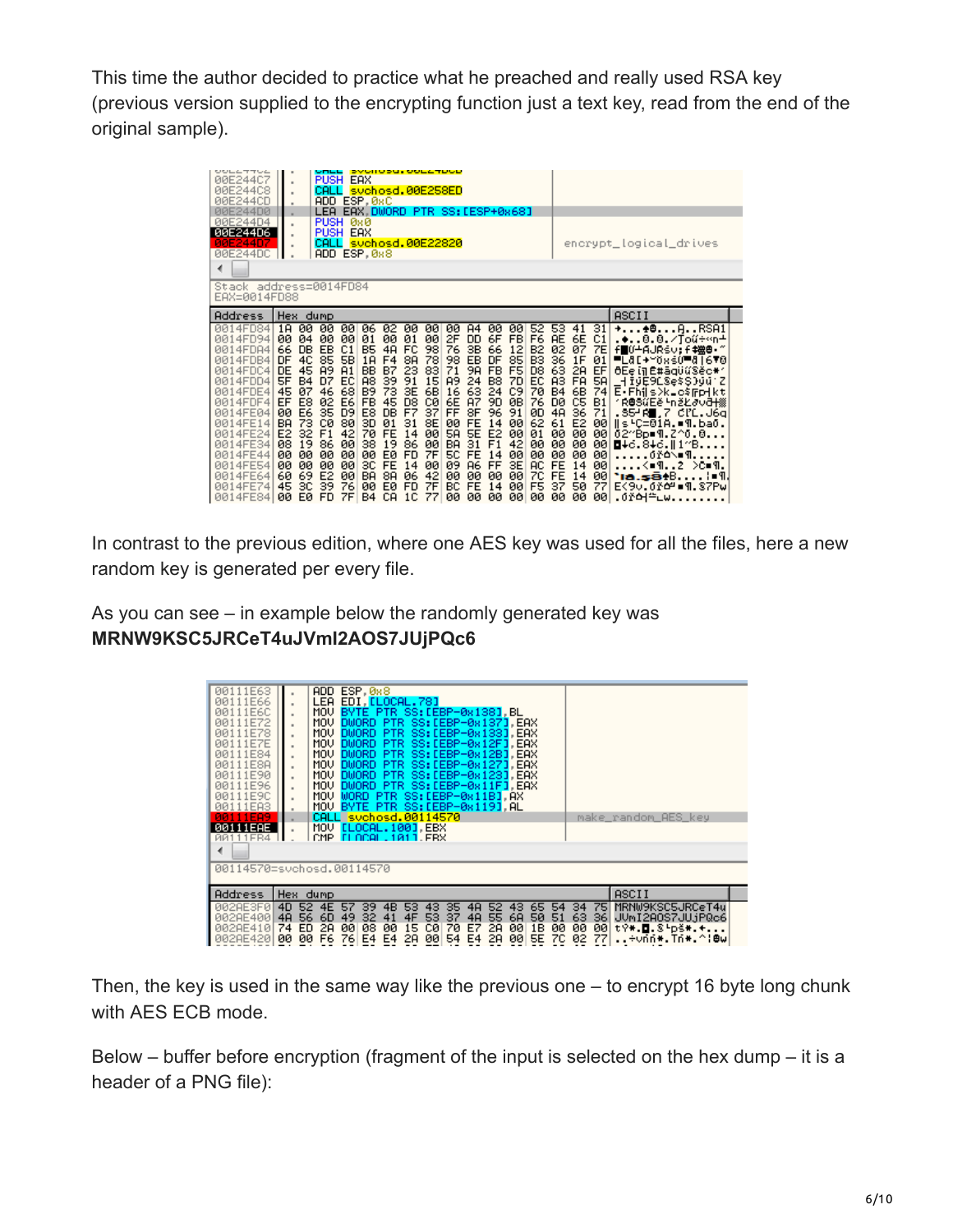This time the author decided to practice what he preached and really used RSA key (previous version supplied to the encrypting function just a text key, read from the end of the original sample).

In contrast to the previous edition, where one AES key was used for all the files, here a new random key is generated per every file.

As you can see – in example below the randomly generated key was **MRNW9KSC5JRCeT4uJVmI2AOS7JUjPQc6**

Then, the key is used in the same way like the previous one – to encrypt 16 byte long chunk with AES ECB mode.

Below – buffer before encryption (fragment of the input is selected on the hex dump – it is a header of a PNG file):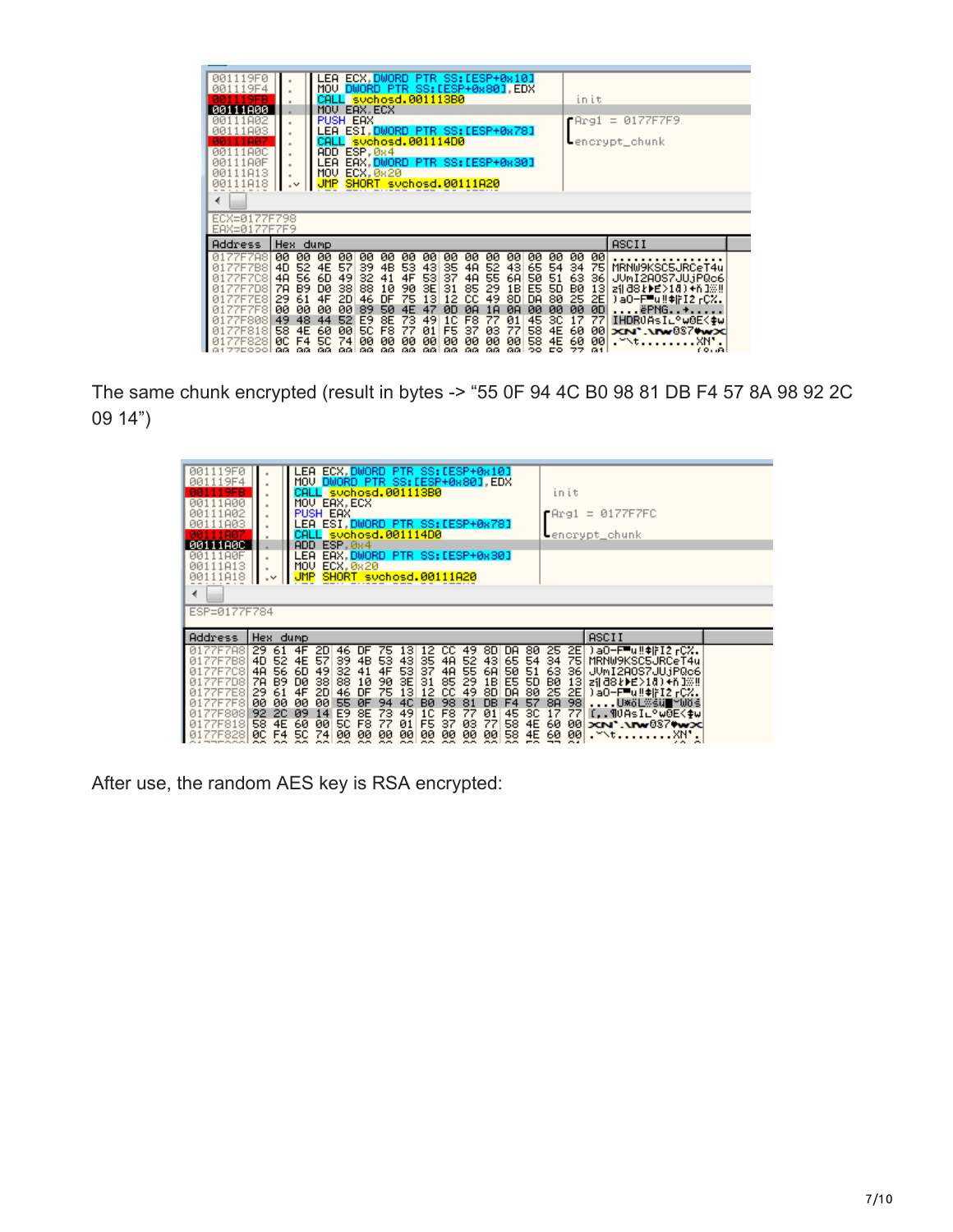The same chunk encrypted (result in bytes -> “55 0F 94 4C B0 98 81 DB F4 57 8A 98 92 2C 09 14”)

After use, the random AES key is RSA encrypted: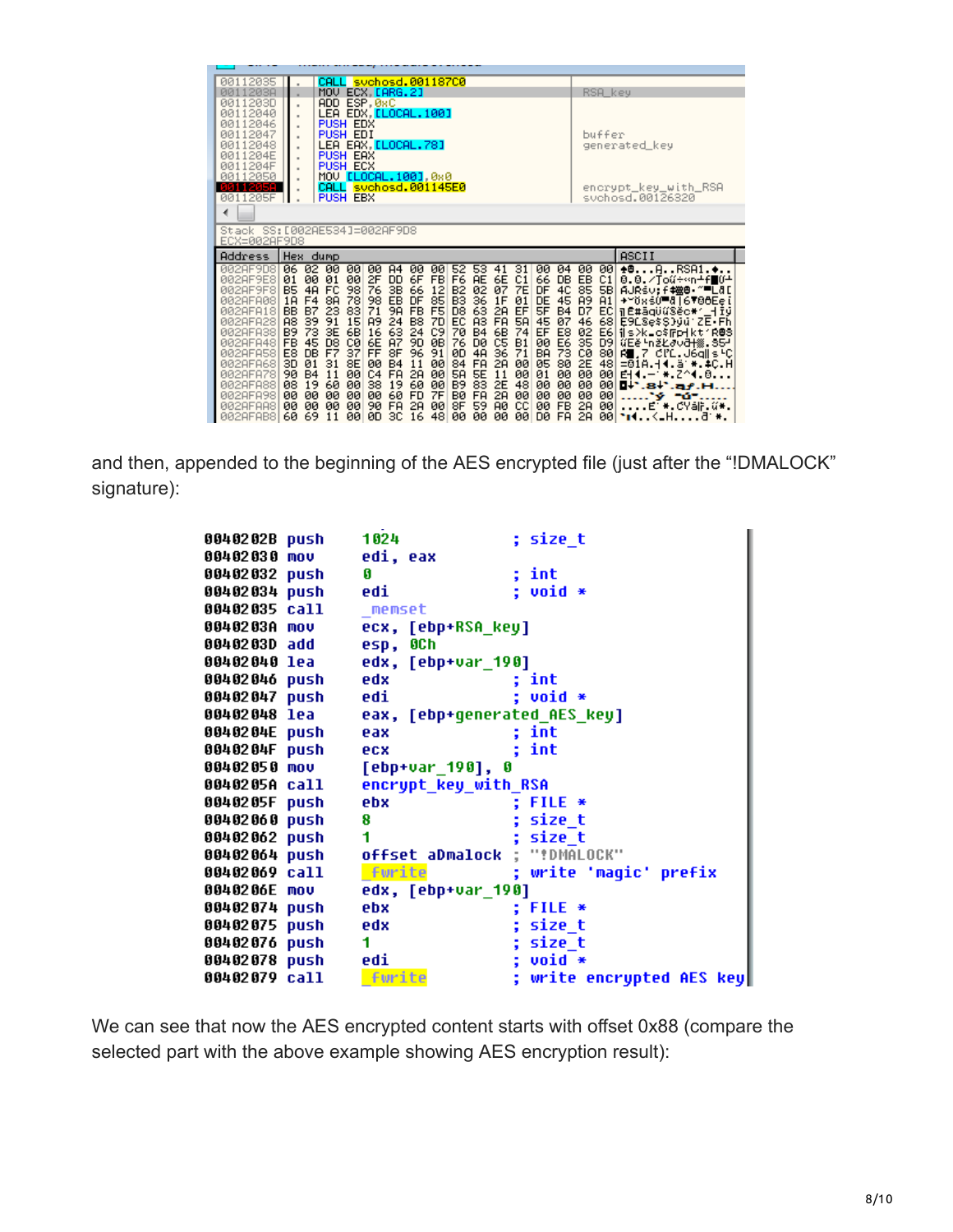```
00112035   CALL svchosd.001187C0
0011203A   MOV ECX,[ARG.2]                         RSA_key
0011203D   ADD ESP,0xC
00112040   LEA EDX,[LOCAL.100]
00112046   PUSH EDX
00112047   PUSH EDI                                buffer
00112048   LEA EAX,[LOCAL.78]                      generated_key
0011204E   PUSH EAX
0011204F   PUSH ECX
00112050   MOV [LOCAL.100],0x0
0011205A   CALL svchosd.001145E0                   encrypt_key_with_RSA
0011205F   PUSH EBX                                svchosd.00126320

Stack SS:[002AE534]=002AF9D8
ECX=002AF9D8

Address   Hex dump                                          ASCII
002AF9D8  06 02 00 00 00 A4 00 00 52 53 41 31 00 04 00 00
002AF9E8  01 00 01 00 2F DD 6F FB F6 AE 6E C1 66 DB EB C1
002AF9F8  B5 4A FC 98 76 3B 66 12 B2 02 07 7E DF 4C 85 5B
002AFA08  1A F4 8A 78 98 EB DF 85 B3 36 1F 01 DE 45 A9 A1
002AFA18  BB B7 23 83 71 9A FB F5 D8 63 2A EF 5F B4 D7 EC
002AFA28  A8 39 91 15 A9 24 B8 7D EC A3 FA 5A 45 07 46 68
002AFA38  B9 73 3E 6B 16 63 24 C9 70 B4 6B 74 EF E8 02 E6
002AFA48  FB 45 D8 C0 6E A7 9D 0B 76 D0 C5 B1 00 E6 35 D9
002AFA58  E8 DB F7 37 FF 8F 96 91 0D 4A 36 71 BA 73 C0 80
002AFA68  3D 01 31 8E 00 B4 11 00 84 FA 2A 00 05 80 2E 48
002AFA78  90 B4 11 00 C4 FA 2A 00 5A 5E 11 00 01 00 00 00
002AFA88  08 19 60 00 38 19 60 00 B9 83 2E 48 00 00 00 00
002AFA98  00 00 00 00 00 60 FD 7F B0 FA 2A 00 00 00 00 00
002AFAA8  00 00 00 00 90 FA 2A 00 8F 59 A0 CC 00 FB 2A 00
002AFAB8  60 69 11 00 0D 3C 16 48 00 00 00 00 D0 FA 2A 00
```

and then, appended to the beginning of the AES encrypted file (just after the "!DMALOCK" signature):

```
0040202B push    1024                    ; size_t
00402030 mov     edi, eax
00402032 push    0                       ; int
00402034 push    edi                     ; void *
00402035 call    _memset
0040203A mov     ecx, [ebp+RSA_key]
0040203D add     esp, 0Ch
00402040 lea     edx, [ebp+var_190]
00402046 push    edx                     ; int
00402047 push    edi                     ; void *
00402048 lea     eax, [ebp+generated_AES_key]
0040204E push    eax                     ; int
0040204F push    ecx                     ; int
00402050 mov     [ebp+var_190], 0
0040205A call    encrypt_key_with_RSA
0040205F push    ebx                     ; FILE *
00402060 push    8                       ; size_t
00402062 push    1                       ; size_t
00402064 push    offset aDmalock         ; "!DMALOCK"
00402069 call    _fwrite                 ; write 'magic' prefix
0040206E mov     edx, [ebp+var_190]
00402074 push    ebx                     ; FILE *
00402075 push    edx                     ; size_t
00402076 push    1                       ; size_t
00402078 push    edi                     ; void *
00402079 call    _fwrite                 ; write encrypted AES key
```

We can see that now the AES encrypted content starts with offset 0x88 (compare the selected part with the above example showing AES encryption result):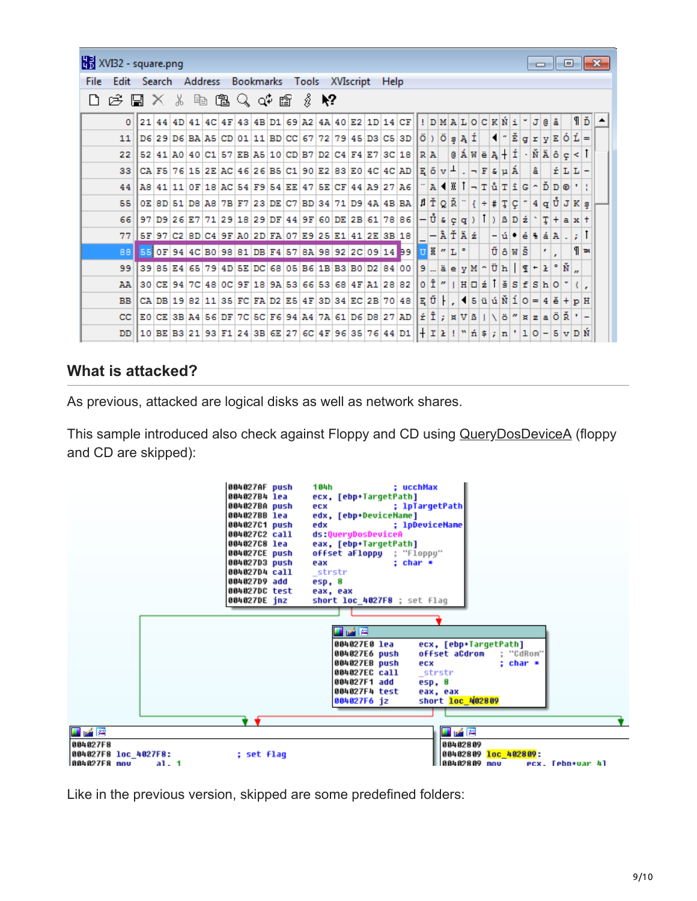## What is attacked?

As previous, attacked are logical disks as well as network shares.

This sample introduced also check against Floppy and CD using QueryDosDeviceA (floppy and CD are skipped):

```
004027AF push    104h            ; ucchMax
004027B4 lea     ecx, [ebp+TargetPath]
004027BA push    ecx             ; lpTargetPath
004027BB lea     edx, [ebp+DeviceName]
004027C1 push    edx             ; lpDeviceName
004027C2 call    ds:QueryDosDeviceA
004027C8 lea     eax, [ebp+TargetPath]
004027CE push    offset aFloppy  ; "Floppy"
004027D3 push    eax             ; char *
004027D4 call    _strstr
004027D9 add     esp, 8
004027DC test    eax, eax
004027DE jnz     short loc_4027F8 ; set flag

004027E0 lea     ecx, [ebp+TargetPath]
004027E6 push    offset aCdrom   ; "CdRom"
004027EB push    ecx             ; char *
004027EC call    _strstr
004027F1 add     esp, 8
004027F4 test    eax, eax
004027F6 jz      short loc_402809

004027F8
004027F8 loc_4027F8:             ; set flag
004027F8 mov     al, 1

00402809
00402809 loc_402809:
00402809 mov     ecx, [ebp+var_4]
```

Like in the previous version, skipped are some predefined folders: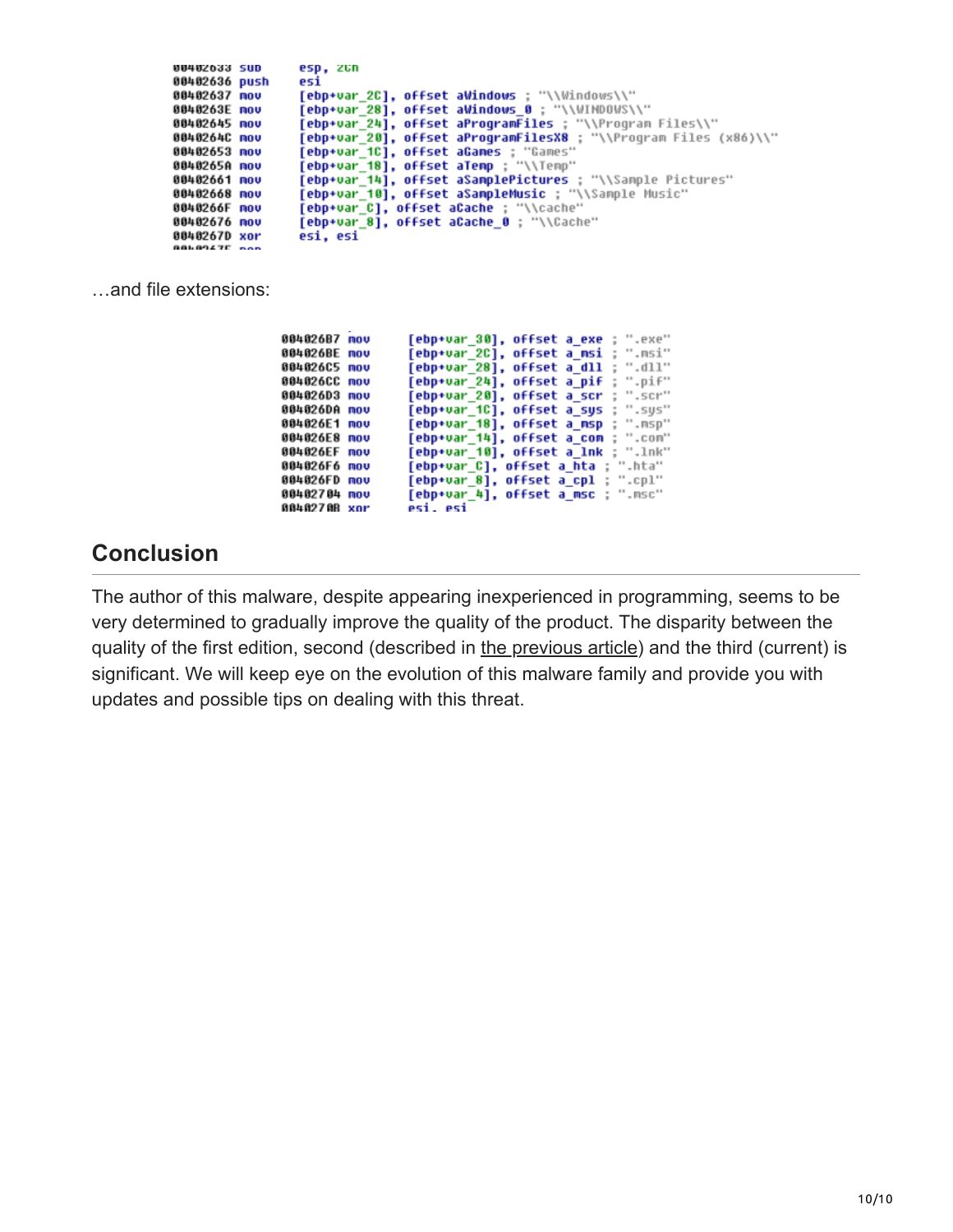```
00402633 sub     esp, 2Ch
00402636 push    esi
00402637 mov     [ebp+var_2C], offset aWindows ; "\\Windows\\"
0040263E mov     [ebp+var_28], offset aWindows_0 ; "\\WINDOWS\\"
00402645 mov     [ebp+var_24], offset aProgramFiles ; "\\Program Files\\"
0040264C mov     [ebp+var_20], offset aProgramFilesX8 ; "\\Program Files (x86)\\"
00402653 mov     [ebp+var_1C], offset aGames ; "Games"
0040265A mov     [ebp+var_18], offset aTemp ; "\\Temp"
00402661 mov     [ebp+var_14], offset aSamplePictures ; "\\Sample Pictures"
00402668 mov     [ebp+var_10], offset aSampleMusic ; "\\Sample Music"
0040266F mov     [ebp+var_C], offset aCache ; "\\cache"
00402676 mov     [ebp+var_8], offset aCache_0 ; "\\Cache"
0040267D xor     esi, esi
```

…and file extensions:

```
004026B7 mov     [ebp+var_30], offset a_exe ; ".exe"
004026BE mov     [ebp+var_2C], offset a_msi ; ".msi"
004026C5 mov     [ebp+var_28], offset a_dll ; ".dll"
004026CC mov     [ebp+var_24], offset a_pif ; ".pif"
004026D3 mov     [ebp+var_20], offset a_scr ; ".scr"
004026DA mov     [ebp+var_1C], offset a_sys ; ".sys"
004026E1 mov     [ebp+var_18], offset a_msp ; ".msp"
004026E8 mov     [ebp+var_14], offset a_com ; ".com"
004026EF mov     [ebp+var_10], offset a_lnk ; ".lnk"
004026F6 mov     [ebp+var_C], offset a_hta ; ".hta"
004026FD mov     [ebp+var_8], offset a_cpl ; ".cpl"
00402704 mov     [ebp+var_4], offset a_msc ; ".msc"
0040270B xor     esi, esi
```

## Conclusion

The author of this malware, despite appearing inexperienced in programming, seems to be very determined to gradually improve the quality of the product. The disparity between the quality of the first edition, second (described in the previous article) and the third (current) is significant. We will keep eye on the evolution of this malware family and provide you with updates and possible tips on dealing with this threat.